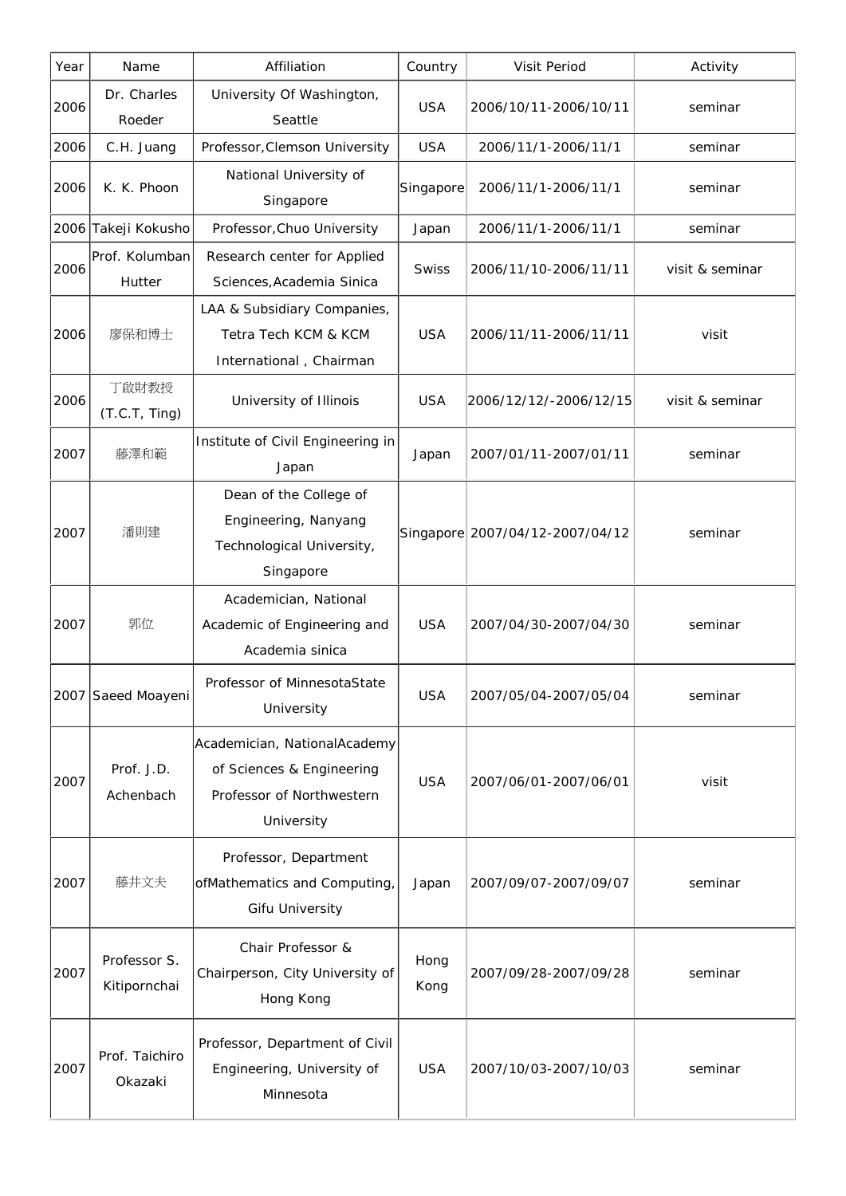| Year | Name | Affiliation | Country | Visit Period | Activity |
|---|---|---|---|---|---|
| 2006 | Dr. Charles Roeder | University Of Washington, Seattle | USA | 2006/10/11-2006/10/11 | seminar |
| 2006 | C.H. Juang | Professor,Clemson University | USA | 2006/11/1-2006/11/1 | seminar |
| 2006 | K. K. Phoon | National University of Singapore | Singapore | 2006/11/1-2006/11/1 | seminar |
| 2006 | Takeji Kokusho | Professor,Chuo University | Japan | 2006/11/1-2006/11/1 | seminar |
| 2006 | Prof. Kolumban Hutter | Research center for Applied Sciences,Academia Sinica | Swiss | 2006/11/10-2006/11/11 | visit & seminar |
| 2006 | 廖保和博士 | LAA & Subsidiary Companies, Tetra Tech KCM & KCM International , Chairman | USA | 2006/11/11-2006/11/11 | visit |
| 2006 | 丁啟財教授 (T.C.T, Ting) | University of Illinois | USA | 2006/12/12/-2006/12/15 | visit & seminar |
| 2007 | 藤澤和範 | Institute of Civil Engineering in Japan | Japan | 2007/01/11-2007/01/11 | seminar |
| 2007 | 潘則建 | Dean of the College of Engineering, Nanyang Technological University, Singapore | Singapore | 2007/04/12-2007/04/12 | seminar |
| 2007 | 郭位 | Academician, National Academic of Engineering and Academia sinica | USA | 2007/04/30-2007/04/30 | seminar |
| 2007 | Saeed Moayeni | Professor of MinnesotaState University | USA | 2007/05/04-2007/05/04 | seminar |
| 2007 | Prof. J.D. Achenbach | Academician, NationalAcademy of Sciences & Engineering Professor of Northwestern University | USA | 2007/06/01-2007/06/01 | visit |
| 2007 | 藤井文夫 | Professor, Department ofMathematics and Computing, Gifu University | Japan | 2007/09/07-2007/09/07 | seminar |
| 2007 | Professor S. Kitipornchai | Chair Professor & Chairperson, City University of Hong Kong | Hong Kong | 2007/09/28-2007/09/28 | seminar |
| 2007 | Prof. Taichiro Okazaki | Professor, Department of Civil Engineering, University of Minnesota | USA | 2007/10/03-2007/10/03 | seminar |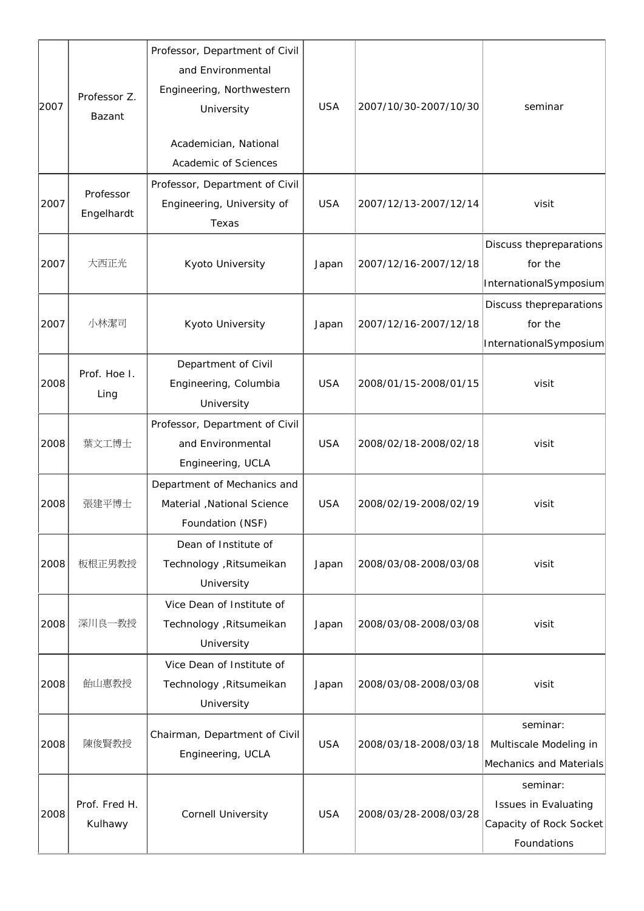| | | | | | |
|---|---|---|---|---|---|
| 2007 | Professor Z. Bazant | Professor, Department of Civil and Environmental Engineering, Northwestern University<br><br>Academician, National Academic of Sciences | USA | 2007/10/30-2007/10/30 | seminar |
| 2007 | Professor Engelhardt | Professor, Department of Civil Engineering, University of Texas | USA | 2007/12/13-2007/12/14 | visit |
| 2007 | 大西正光 | Kyoto University | Japan | 2007/12/16-2007/12/18 | Discuss thepreparations for the InternationalSymposium |
| 2007 | 小林潔司 | Kyoto University | Japan | 2007/12/16-2007/12/18 | Discuss thepreparations for the InternationalSymposium |
| 2008 | Prof. Hoe I. Ling | Department of Civil Engineering, Columbia University | USA | 2008/01/15-2008/01/15 | visit |
| 2008 | 葉文工博士 | Professor, Department of Civil and Environmental Engineering, UCLA | USA | 2008/02/18-2008/02/18 | visit |
| 2008 | 張建平博士 | Department of Mechanics and Material ,National Science Foundation (NSF) | USA | 2008/02/19-2008/02/19 | visit |
| 2008 | 板根正男教授 | Dean of Institute of Technology ,Ritsumeikan University | Japan | 2008/03/08-2008/03/08 | visit |
| 2008 | 深川良一教授 | Vice Dean of Institute of Technology ,Ritsumeikan University | Japan | 2008/03/08-2008/03/08 | visit |
| 2008 | 飴山惠教授 | Vice Dean of Institute of Technology ,Ritsumeikan University | Japan | 2008/03/08-2008/03/08 | visit |
| 2008 | 陳俊賢教授 | Chairman, Department of Civil Engineering, UCLA | USA | 2008/03/18-2008/03/18 | seminar:<br>Multiscale Modeling in Mechanics and Materials |
| 2008 | Prof. Fred H. Kulhawy | Cornell University | USA | 2008/03/28-2008/03/28 | seminar:<br>Issues in Evaluating Capacity of Rock Socket Foundations |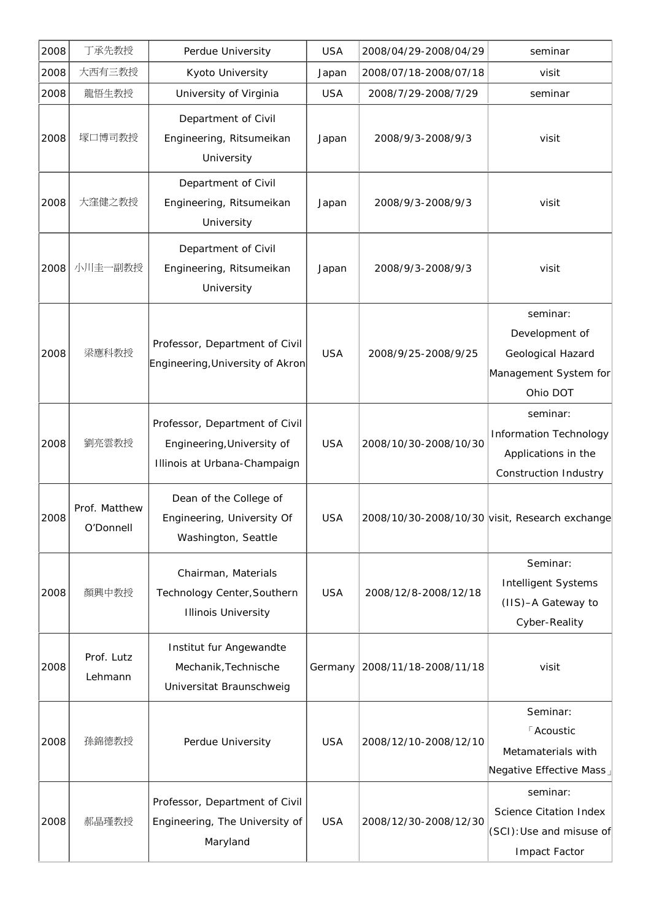| 2008 | 丁承先教授 | Perdue University | USA | 2008/04/29-2008/04/29 | seminar |
|---|---|---|---|---|---|
| 2008 | 大西有三教授 | Kyoto University | Japan | 2008/07/18-2008/07/18 | visit |
| 2008 | 龍悟生教授 | University of Virginia | USA | 2008/7/29-2008/7/29 | seminar |
| 2008 | 塚口博司教授 | Department of Civil Engineering, Ritsumeikan University | Japan | 2008/9/3-2008/9/3 | visit |
| 2008 | 大窪健之教授 | Department of Civil Engineering, Ritsumeikan University | Japan | 2008/9/3-2008/9/3 | visit |
| 2008 | 小川圭一副教授 | Department of Civil Engineering, Ritsumeikan University | Japan | 2008/9/3-2008/9/3 | visit |
| 2008 | 梁應科教授 | Professor, Department of Civil Engineering,University of Akron | USA | 2008/9/25-2008/9/25 | seminar: Development of Geological Hazard Management System for Ohio DOT |
| 2008 | 劉亮雲教授 | Professor, Department of Civil Engineering,University of Illinois at Urbana-Champaign | USA | 2008/10/30-2008/10/30 | seminar: Information Technology Applications in the Construction Industry |
| 2008 | Prof. Matthew O'Donnell | Dean of the College of Engineering, University Of Washington, Seattle | USA | 2008/10/30-2008/10/30 | visit, Research exchange |
| 2008 | 顏興中教授 | Chairman, Materials Technology Center,Southern Illinois University | USA | 2008/12/8-2008/12/18 | Seminar: Intelligent Systems (IIS)–A Gateway to Cyber-Reality |
| 2008 | Prof. Lutz Lehmann | Institut fur Angewandte Mechanik,Technische Universitat Braunschweig | Germany | 2008/11/18-2008/11/18 | visit |
| 2008 | 孫錦德教授 | Perdue University | USA | 2008/12/10-2008/12/10 | Seminar: 「Acoustic Metamaterials with Negative Effective Mass」 |
| 2008 | 郝晶瑾教授 | Professor, Department of Civil Engineering, The University of Maryland | USA | 2008/12/30-2008/12/30 | seminar: Science Citation Index (SCI):Use and misuse of Impact Factor |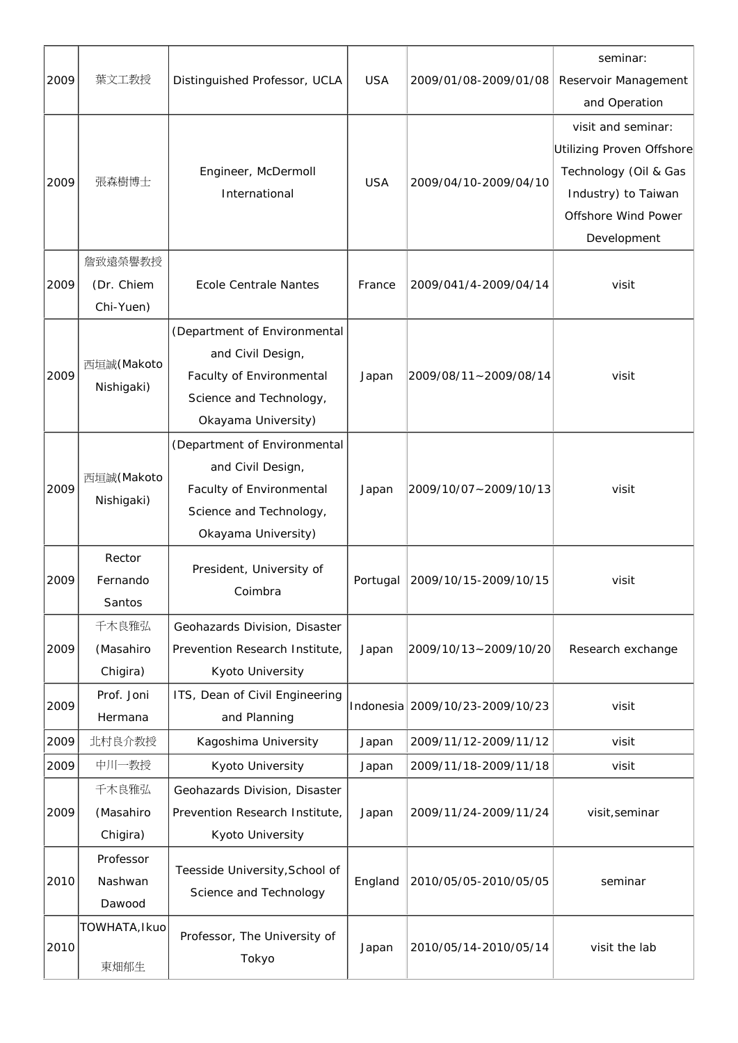| 2009 | 葉文工教授 | Distinguished Professor, UCLA | USA | 2009/01/08-2009/01/08 | seminar: Reservoir Management and Operation |
|---|---|---|---|---|---|
| 2009 | 張森樹博士 | Engineer, McDermoll International | USA | 2009/04/10-2009/04/10 | visit and seminar: Utilizing Proven Offshore Technology (Oil & Gas Industry) to Taiwan Offshore Wind Power Development |
| 2009 | 詹致遠榮譽教授 (Dr. Chiem Chi-Yuen) | Ecole Centrale Nantes | France | 2009/041/4-2009/04/14 | visit |
| 2009 | 西垣誠(Makoto Nishigaki) | (Department of Environmental and Civil Design, Faculty of Environmental Science and Technology, Okayama University) | Japan | 2009/08/11~2009/08/14 | visit |
| 2009 | 西垣誠(Makoto Nishigaki) | (Department of Environmental and Civil Design, Faculty of Environmental Science and Technology, Okayama University) | Japan | 2009/10/07~2009/10/13 | visit |
| 2009 | Rector Fernando Santos | President, University of Coimbra | Portugal | 2009/10/15-2009/10/15 | visit |
| 2009 | 千木良雅弘 (Masahiro Chigira) | Geohazards Division, Disaster Prevention Research Institute, Kyoto University | Japan | 2009/10/13~2009/10/20 | Research exchange |
| 2009 | Prof. Joni Hermana | ITS, Dean of Civil Engineering and Planning | Indonesia | 2009/10/23-2009/10/23 | visit |
| 2009 | 北村良介教授 | Kagoshima University | Japan | 2009/11/12-2009/11/12 | visit |
| 2009 | 中川一教授 | Kyoto University | Japan | 2009/11/18-2009/11/18 | visit |
| 2009 | 千木良雅弘 (Masahiro Chigira) | Geohazards Division, Disaster Prevention Research Institute, Kyoto University | Japan | 2009/11/24-2009/11/24 | visit,seminar |
| 2010 | Professor Nashwan Dawood | Teesside University,School of Science and Technology | England | 2010/05/05-2010/05/05 | seminar |
| 2010 | TOWHATA,Ikuo 東畑郁生 | Professor, The University of Tokyo | Japan | 2010/05/14-2010/05/14 | visit the lab |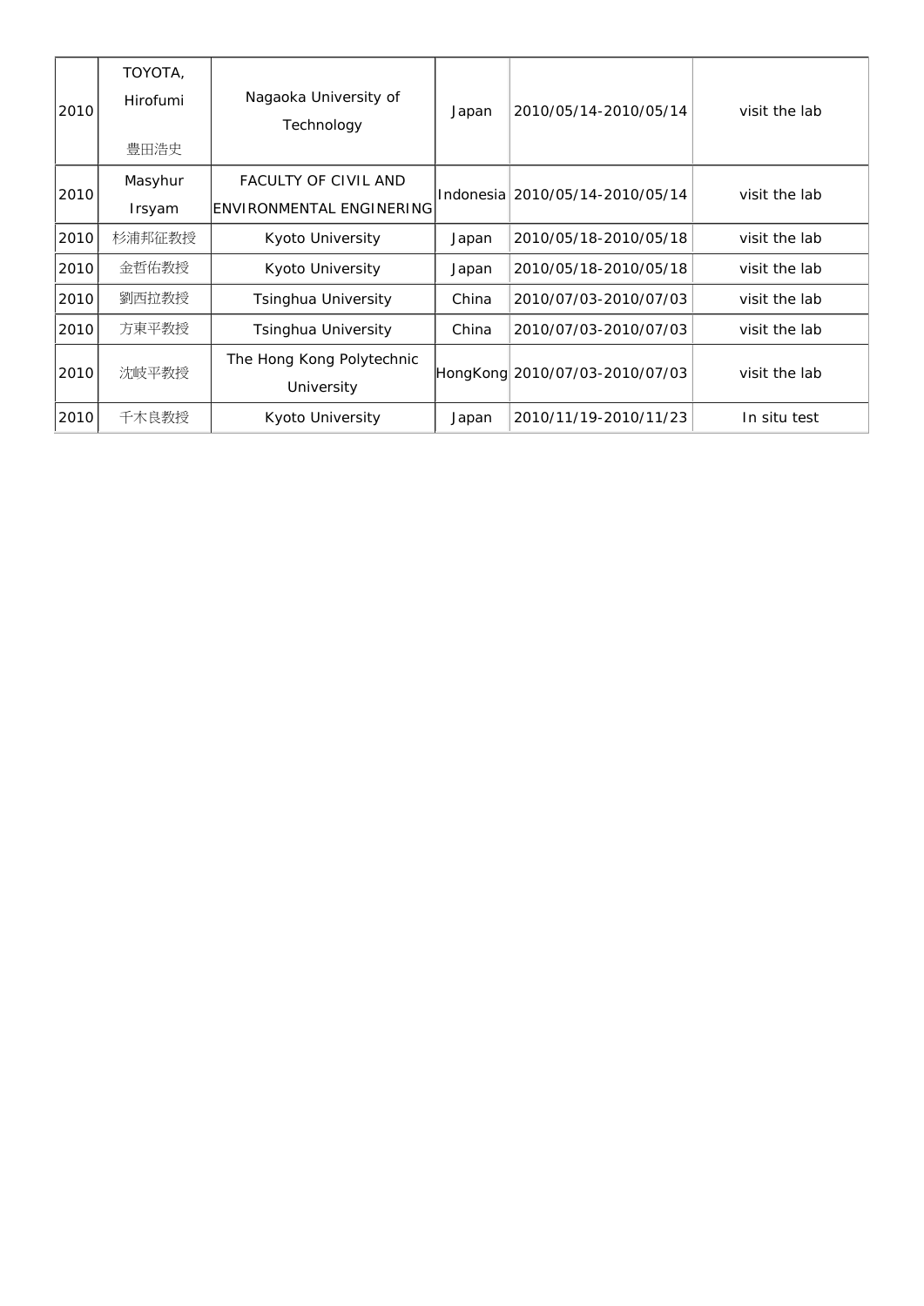| | | | | | |
|---|---|---|---|---|---|
| 2010 | TOYOTA, Hirofumi 豊田浩史 | Nagaoka University of Technology | Japan | 2010/05/14-2010/05/14 | visit the lab |
| 2010 | Masyhur Irsyam | FACULTY OF CIVIL AND ENVIRONMENTAL ENGINERING | Indonesia | 2010/05/14-2010/05/14 | visit the lab |
| 2010 | 杉浦邦征教授 | Kyoto University | Japan | 2010/05/18-2010/05/18 | visit the lab |
| 2010 | 金哲佑教授 | Kyoto University | Japan | 2010/05/18-2010/05/18 | visit the lab |
| 2010 | 劉西拉教授 | Tsinghua University | China | 2010/07/03-2010/07/03 | visit the lab |
| 2010 | 方東平教授 | Tsinghua University | China | 2010/07/03-2010/07/03 | visit the lab |
| 2010 | 沈岐平教授 | The Hong Kong Polytechnic University | HongKong | 2010/07/03-2010/07/03 | visit the lab |
| 2010 | 千木良教授 | Kyoto University | Japan | 2010/11/19-2010/11/23 | In situ test |